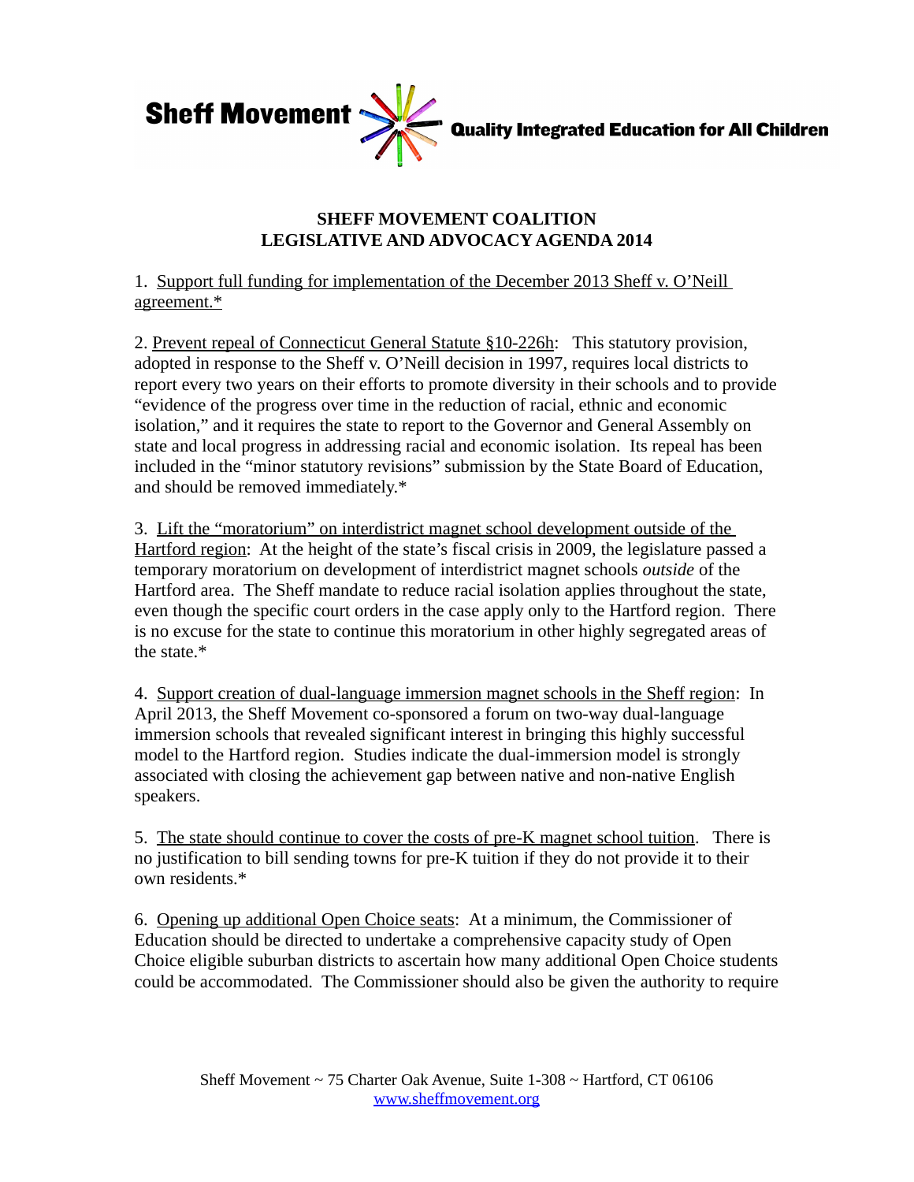**Sheff Movement** **Quality Integrated Education for All Children**

## SHEFF MOVEMENT COALITION
## LEGISLATIVE AND ADVOCACY AGENDA 2014

1. Support full funding for implementation of the December 2013 Sheff v. O'Neill agreement.*

2. Prevent repeal of Connecticut General Statute §10-226h: This statutory provision, adopted in response to the Sheff v. O'Neill decision in 1997, requires local districts to report every two years on their efforts to promote diversity in their schools and to provide "evidence of the progress over time in the reduction of racial, ethnic and economic isolation," and it requires the state to report to the Governor and General Assembly on state and local progress in addressing racial and economic isolation. Its repeal has been included in the "minor statutory revisions" submission by the State Board of Education, and should be removed immediately.*

3. Lift the "moratorium" on interdistrict magnet school development outside of the Hartford region: At the height of the state's fiscal crisis in 2009, the legislature passed a temporary moratorium on development of interdistrict magnet schools *outside* of the Hartford area. The Sheff mandate to reduce racial isolation applies throughout the state, even though the specific court orders in the case apply only to the Hartford region. There is no excuse for the state to continue this moratorium in other highly segregated areas of the state.*

4. Support creation of dual-language immersion magnet schools in the Sheff region: In April 2013, the Sheff Movement co-sponsored a forum on two-way dual-language immersion schools that revealed significant interest in bringing this highly successful model to the Hartford region. Studies indicate the dual-immersion model is strongly associated with closing the achievement gap between native and non-native English speakers.

5. The state should continue to cover the costs of pre-K magnet school tuition. There is no justification to bill sending towns for pre-K tuition if they do not provide it to their own residents.*

6. Opening up additional Open Choice seats: At a minimum, the Commissioner of Education should be directed to undertake a comprehensive capacity study of Open Choice eligible suburban districts to ascertain how many additional Open Choice students could be accommodated. The Commissioner should also be given the authority to require

Sheff Movement ~ 75 Charter Oak Avenue, Suite 1-308 ~ Hartford, CT 06106
www.sheffmovement.org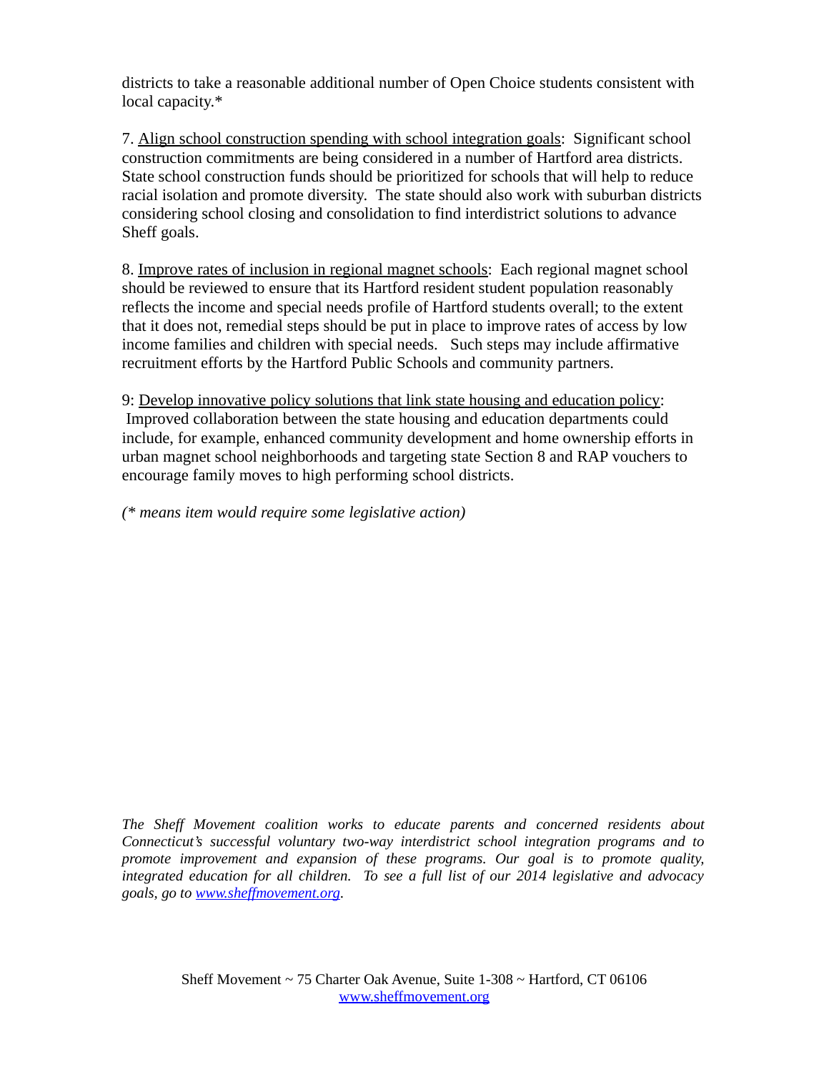districts to take a reasonable additional number of Open Choice students consistent with local capacity.*

7. Align school construction spending with school integration goals: Significant school construction commitments are being considered in a number of Hartford area districts. State school construction funds should be prioritized for schools that will help to reduce racial isolation and promote diversity. The state should also work with suburban districts considering school closing and consolidation to find interdistrict solutions to advance Sheff goals.

8. Improve rates of inclusion in regional magnet schools: Each regional magnet school should be reviewed to ensure that its Hartford resident student population reasonably reflects the income and special needs profile of Hartford students overall; to the extent that it does not, remedial steps should be put in place to improve rates of access by low income families and children with special needs. Such steps may include affirmative recruitment efforts by the Hartford Public Schools and community partners.

9: Develop innovative policy solutions that link state housing and education policy: Improved collaboration between the state housing and education departments could include, for example, enhanced community development and home ownership efforts in urban magnet school neighborhoods and targeting state Section 8 and RAP vouchers to encourage family moves to high performing school districts.

*(* means item would require some legislative action)*

*The Sheff Movement coalition works to educate parents and concerned residents about Connecticut's successful voluntary two-way interdistrict school integration programs and to promote improvement and expansion of these programs. Our goal is to promote quality, integrated education for all children. To see a full list of our 2014 legislative and advocacy goals, go to [www.sheffmovement.org](http://www.sheffmovement.org).*

Sheff Movement ~ 75 Charter Oak Avenue, Suite 1-308 ~ Hartford, CT 06106
[www.sheffmovement.org](http://www.sheffmovement.org)